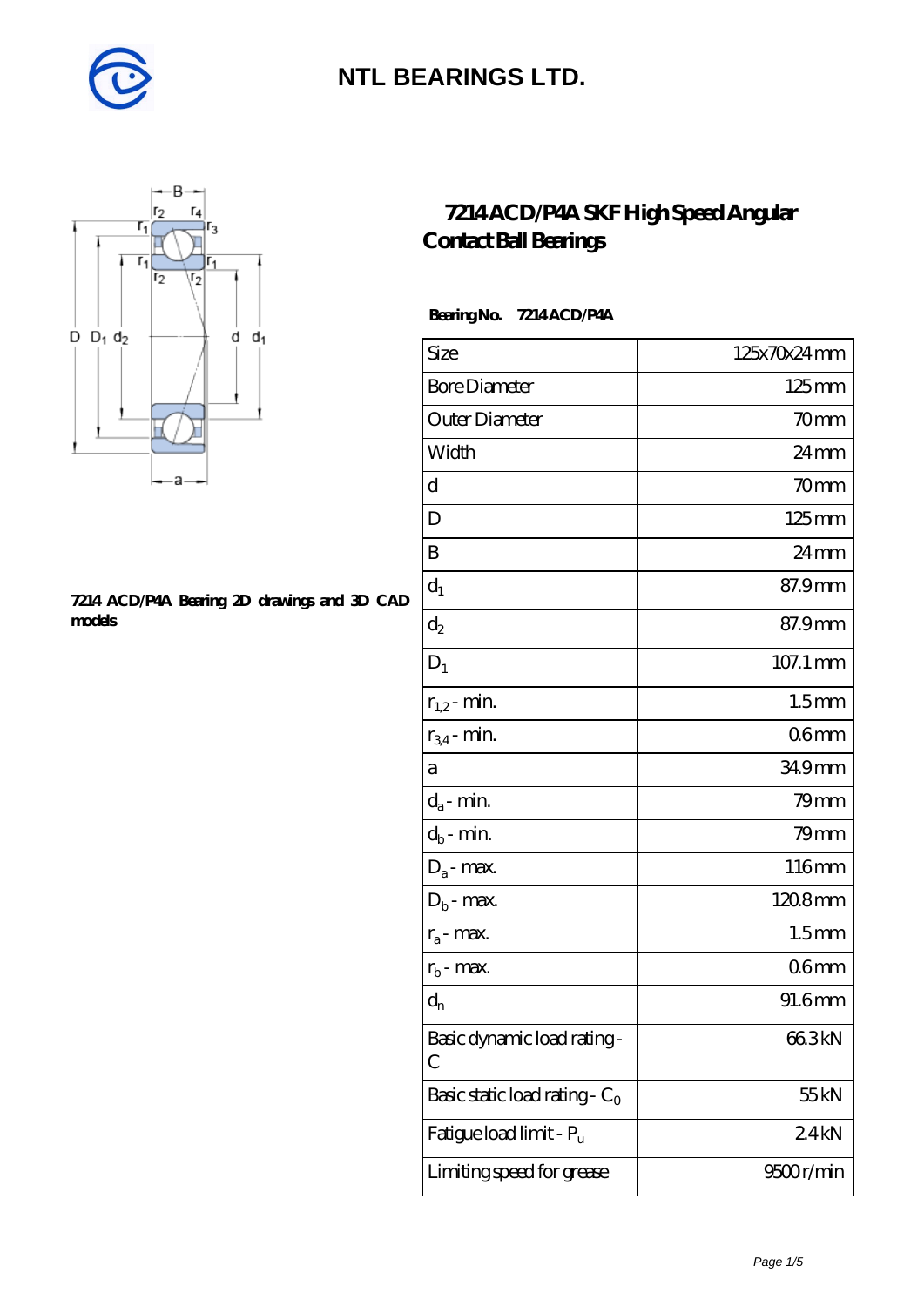# NTL BEARINGS LTD.

## 7214 ACD/P4A SKF High Speed Angular Contact Ball Bearings

7214 ACD/P4A Bearing 2D drawings and 3D CAD models

**Bearing No. 7214 ACD/P4A**

| | |
|---|---|
| Size | 125x70x24 mm |
| Bore Diameter | 125 mm |
| Outer Diameter | 70 mm |
| Width | 24 mm |
| d | 70 mm |
| D | 125 mm |
| B | 24 mm |
| $d_1$ | 87.9 mm |
| $d_2$ | 87.9 mm |
| $D_1$ | 107.1 mm |
| $r_{1,2}$ - min. | 1.5 mm |
| $r_{3,4}$ - min. | 0.6 mm |
| a | 34.9 mm |
| $d_a$ - min. | 79 mm |
| $d_b$ - min. | 79 mm |
| $D_a$ - max. | 116 mm |
| $D_b$ - max. | 120.8 mm |
| $r_a$ - max. | 1.5 mm |
| $r_b$ - max. | 0.6 mm |
| $d_n$ | 91.6 mm |
| Basic dynamic load rating - C | 66.3 kN |
| Basic static load rating - $C_0$ | 55 kN |
| Fatigue load limit - $P_u$ | 2.4 kN |
| Limiting speed for grease | 9500 r/min |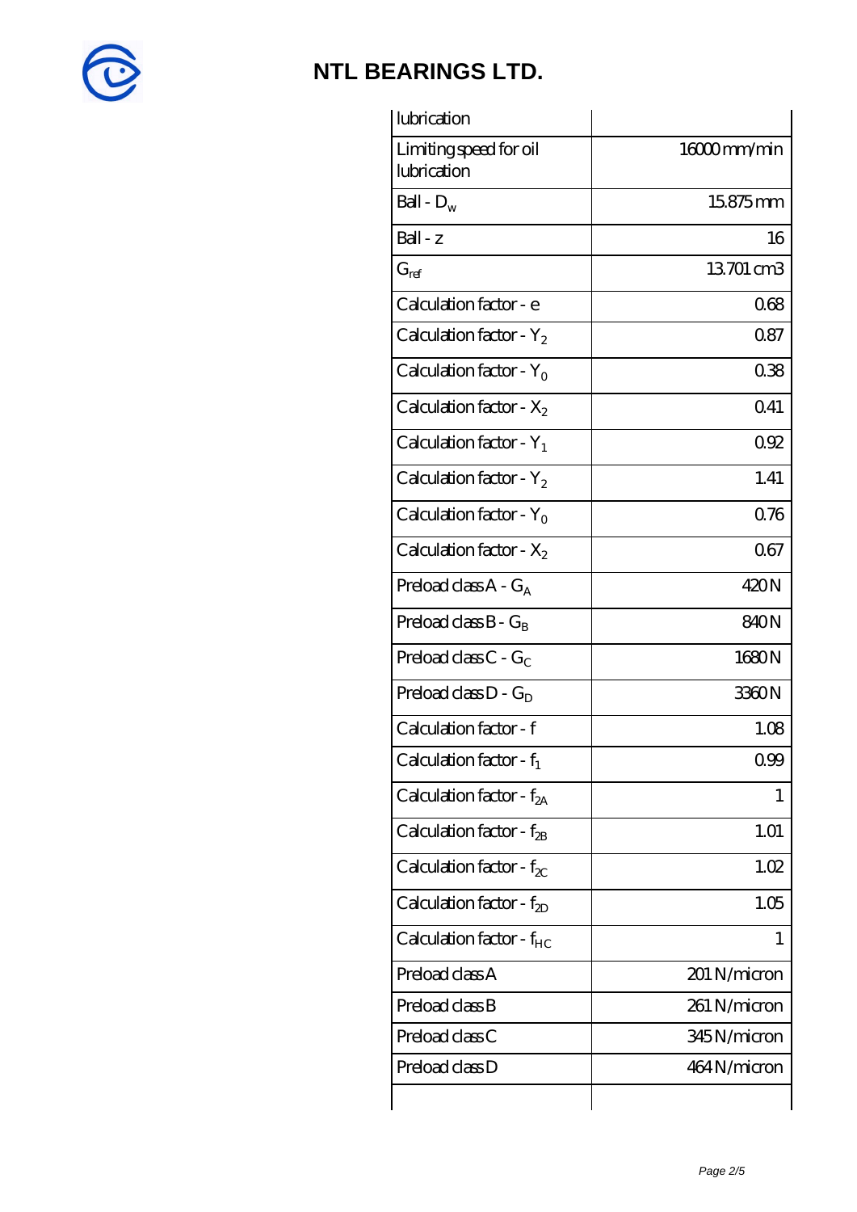| lubrication | |
|---|---|
| Limiting speed for oil lubrication | 16000 mm/min |
| Ball - $D_w$ | 15.875 mm |
| Ball - z | 16 |
| $G_{ref}$ | 13.701 cm3 |
| Calculation factor - e | 0.68 |
| Calculation factor - $Y_2$ | 0.87 |
| Calculation factor - $Y_0$ | 0.38 |
| Calculation factor - $X_2$ | 0.41 |
| Calculation factor - $Y_1$ | 0.92 |
| Calculation factor - $Y_2$ | 1.41 |
| Calculation factor - $Y_0$ | 0.76 |
| Calculation factor - $X_2$ | 0.67 |
| Preload class A - $G_A$ | 420 N |
| Preload class B - $G_B$ | 840 N |
| Preload class C - $G_C$ | 1680 N |
| Preload class D - $G_D$ | 3360 N |
| Calculation factor - f | 1.08 |
| Calculation factor - $f_1$ | 0.99 |
| Calculation factor - $f_{2A}$ | 1 |
| Calculation factor - $f_{2B}$ | 1.01 |
| Calculation factor - $f_{2C}$ | 1.02 |
| Calculation factor - $f_{2D}$ | 1.05 |
| Calculation factor - $f_{HC}$ | 1 |
| Preload class A | 201 N/micron |
| Preload class B | 261 N/micron |
| Preload class C | 345 N/micron |
| Preload class D | 464 N/micron |
| | |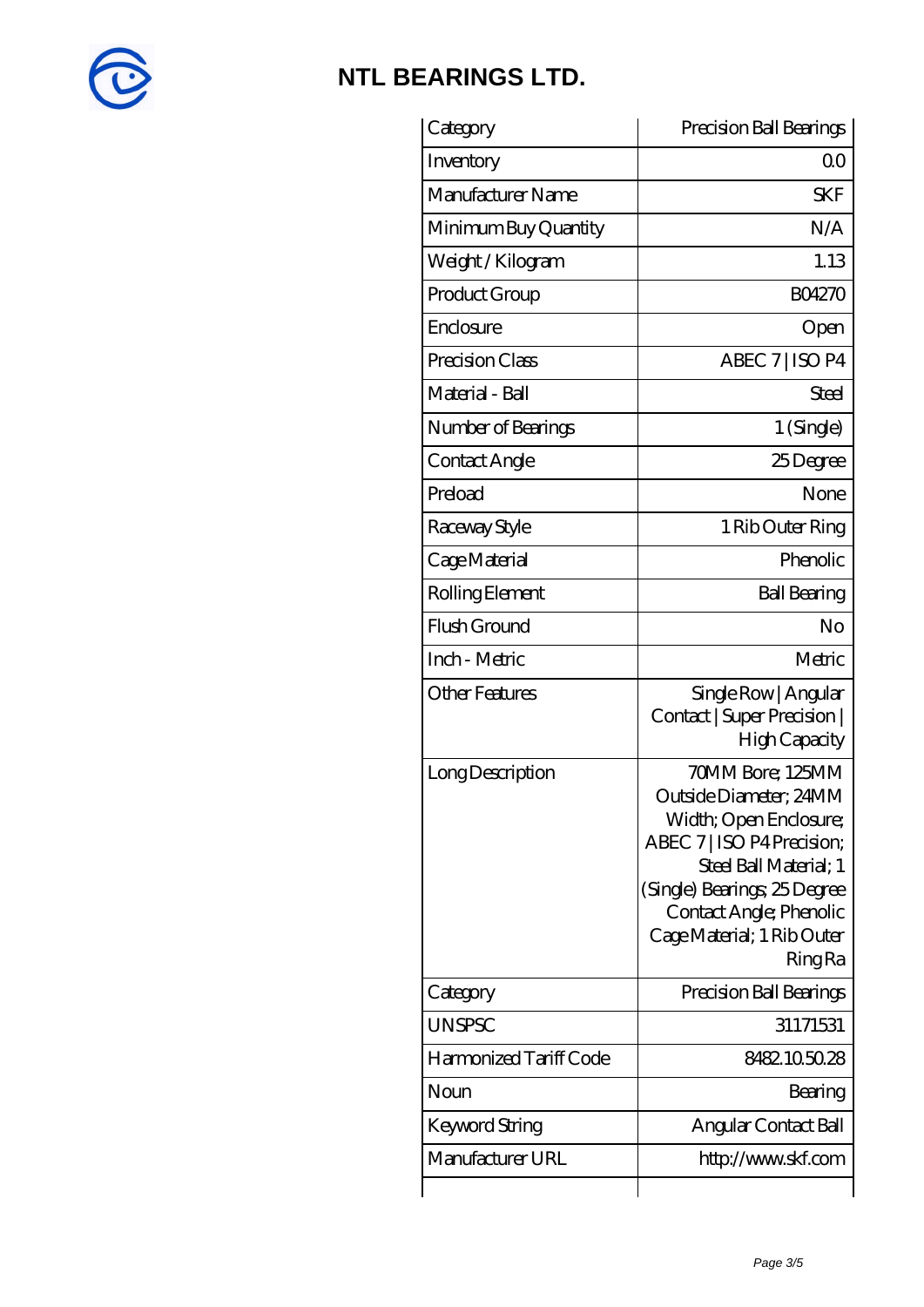# NTL BEARINGS LTD.

| Category | Precision Ball Bearings |
|---|---|
| Inventory | 0.0 |
| Manufacturer Name | SKF |
| Minimum Buy Quantity | N/A |
| Weight / Kilogram | 1.13 |
| Product Group | B04270 |
| Enclosure | Open |
| Precision Class | ABEC 7 \| ISO P4 |
| Material - Ball | Steel |
| Number of Bearings | 1 (Single) |
| Contact Angle | 25 Degree |
| Preload | None |
| Raceway Style | 1 Rib Outer Ring |
| Cage Material | Phenolic |
| Rolling Element | Ball Bearing |
| Flush Ground | No |
| Inch - Metric | Metric |
| Other Features | Single Row \| Angular Contact \| Super Precision \| High Capacity |
| Long Description | 70MM Bore; 125MM Outside Diameter; 24MM Width; Open Enclosure; ABEC 7 \| ISO P4 Precision; Steel Ball Material; 1 (Single) Bearings; 25 Degree Contact Angle; Phenolic Cage Material; 1 Rib Outer Ring Ra |
| Category | Precision Ball Bearings |
| UNSPSC | 31171531 |
| Harmonized Tariff Code | 8482.10.50.28 |
| Noun | Bearing |
| Keyword String | Angular Contact Ball |
| Manufacturer URL | http://www.skf.com |
| | |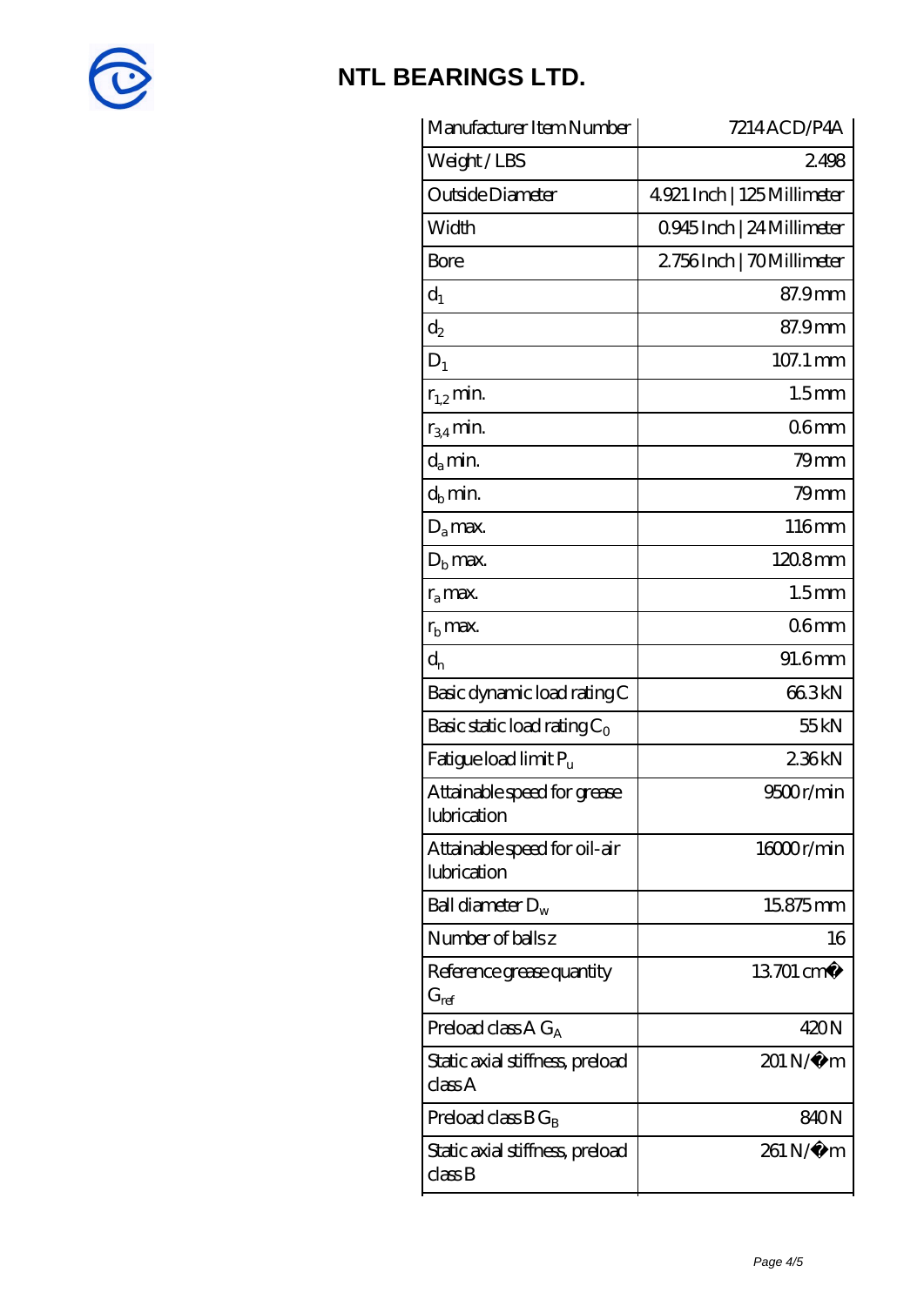# NTL BEARINGS LTD.

| Manufacturer Item Number | 7214 ACD/P4A |
| --- | --- |
| Weight / LBS | 2.498 |
| Outside Diameter | 4.921 Inch \| 125 Millimeter |
| Width | 0.945 Inch \| 24 Millimeter |
| Bore | 2.756 Inch \| 70 Millimeter |
| $d_1$ | 87.9 mm |
| $d_2$ | 87.9 mm |
| $D_1$ | 107.1 mm |
| $r_{1,2}$ min. | 1.5 mm |
| $r_{3,4}$ min. | 0.6 mm |
| $d_a$ min. | 79 mm |
| $d_b$ min. | 79 mm |
| $D_a$ max. | 116 mm |
| $D_b$ max. | 120.8 mm |
| $r_a$ max. | 1.5 mm |
| $r_b$ max. | 0.6 mm |
| $d_n$ | 91.6 mm |
| Basic dynamic load rating C | 66.3 kN |
| Basic static load rating $C_0$ | 55 kN |
| Fatigue load limit $P_u$ | 2.36 kN |
| Attainable speed for grease lubrication | 9500 r/min |
| Attainable speed for oil-air lubrication | 16000 r/min |
| Ball diameter $D_w$ | 15.875 mm |
| Number of balls z | 16 |
| Reference grease quantity $G_{ref}$ | 13.701 cm� |
| Preload class A $G_A$ | 420 N |
| Static axial stiffness, preload class A | 201 N/�m |
| Preload class B $G_B$ | 840 N |
| Static axial stiffness, preload class B | 261 N/�m |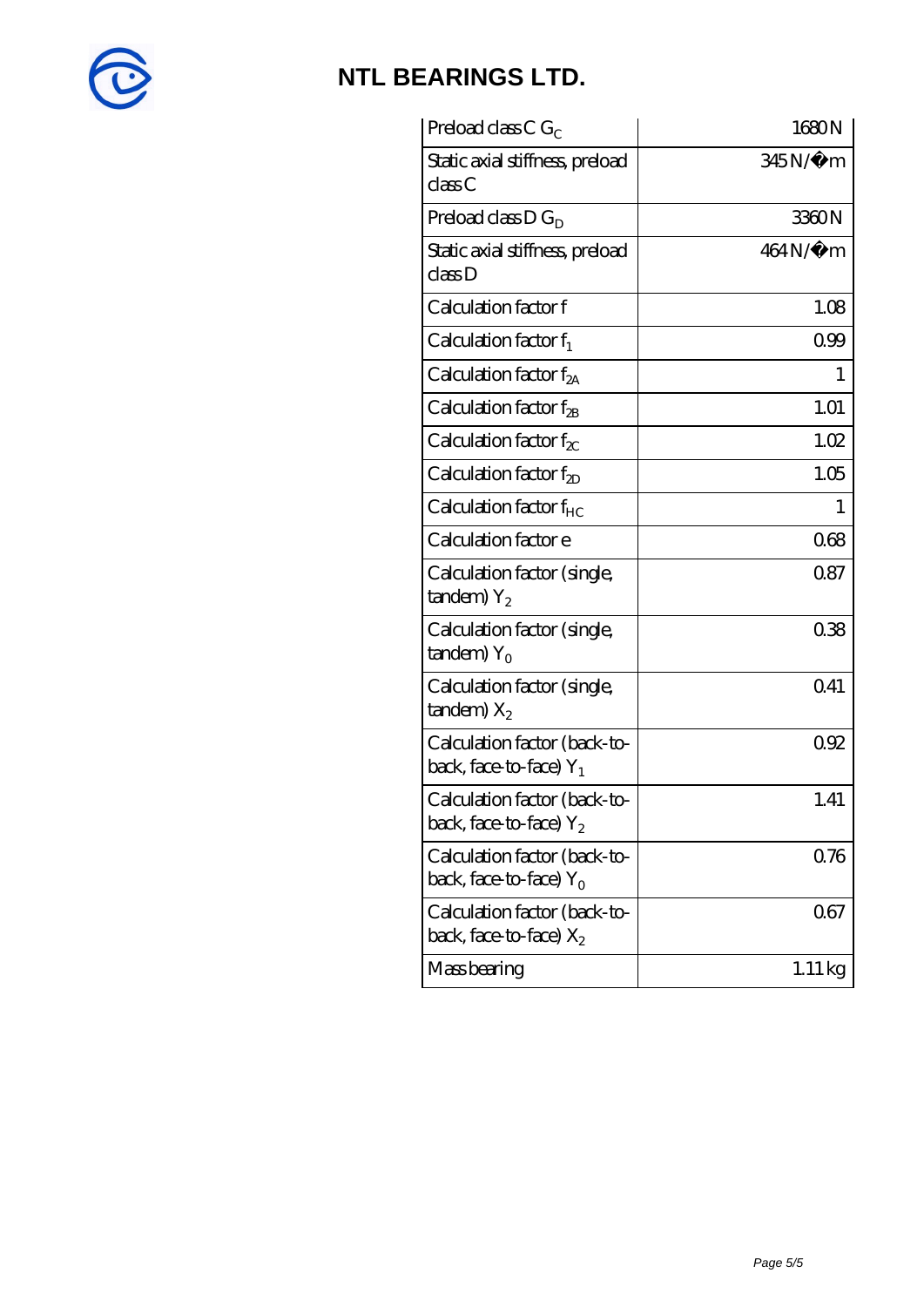# NTL BEARINGS LTD.

| | |
|---|---|
| Preload class C $G_C$ | 1680 N |
| Static axial stiffness, preload class C | 345 N/µm |
| Preload class D $G_D$ | 3360 N |
| Static axial stiffness, preload class D | 464 N/µm |
| Calculation factor f | 1.08 |
| Calculation factor $f_1$ | 0.99 |
| Calculation factor $f_{2A}$ | 1 |
| Calculation factor $f_{2B}$ | 1.01 |
| Calculation factor $f_{2C}$ | 1.02 |
| Calculation factor $f_{2D}$ | 1.05 |
| Calculation factor $f_{HC}$ | 1 |
| Calculation factor e | 0.68 |
| Calculation factor (single, tandem) $Y_2$ | 0.87 |
| Calculation factor (single, tandem) $Y_0$ | 0.38 |
| Calculation factor (single, tandem) $X_2$ | 0.41 |
| Calculation factor (back-to-back, face-to-face) $Y_1$ | 0.92 |
| Calculation factor (back-to-back, face-to-face) $Y_2$ | 1.41 |
| Calculation factor (back-to-back, face-to-face) $Y_0$ | 0.76 |
| Calculation factor (back-to-back, face-to-face) $X_2$ | 0.67 |
| Mass bearing | 1.11 kg |